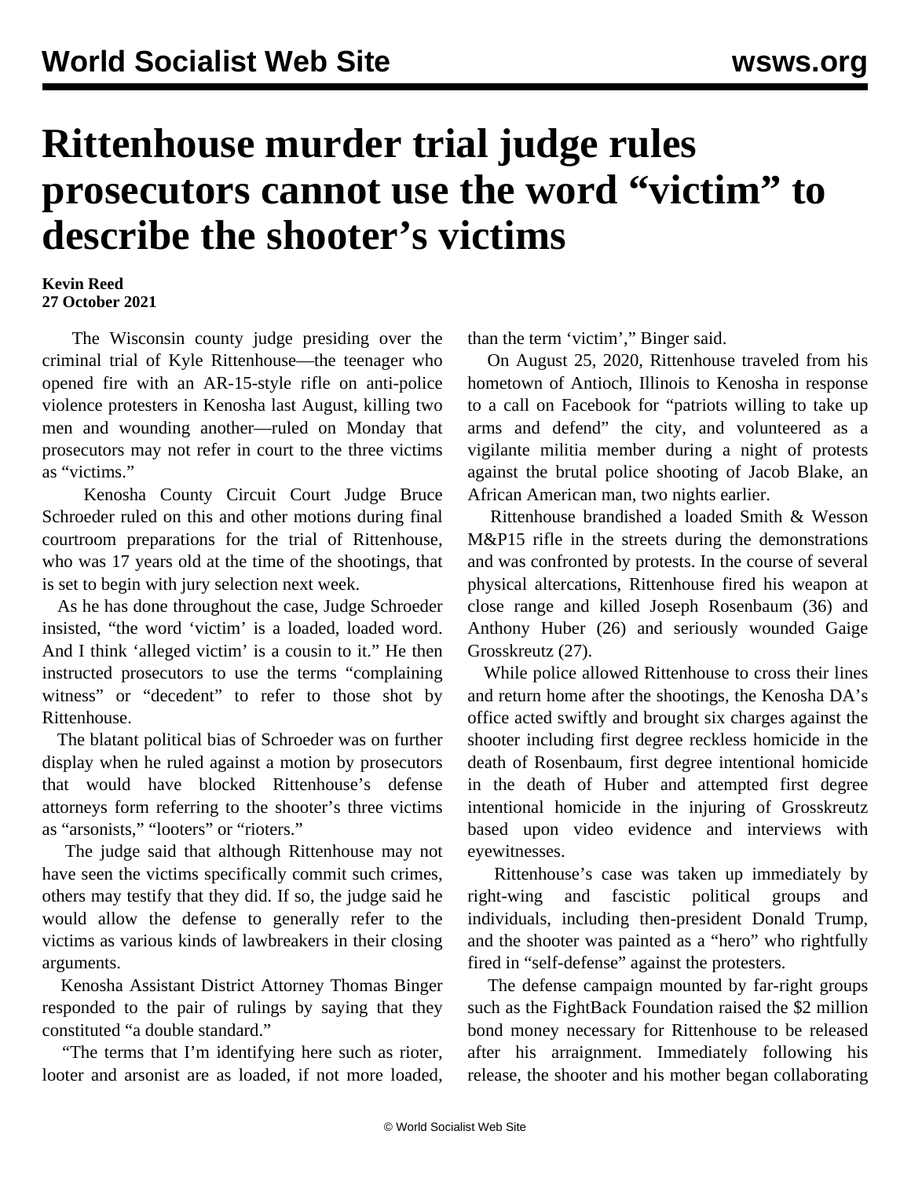# Rittenhouse murder trial judge rules prosecutors cannot use the word "victim" to describe the shooter's victims

**Kevin Reed**
**27 October 2021**

The Wisconsin county judge presiding over the criminal trial of Kyle Rittenhouse—the teenager who opened fire with an AR-15-style rifle on anti-police violence protesters in Kenosha last August, killing two men and wounding another—ruled on Monday that prosecutors may not refer in court to the three victims as "victims."

Kenosha County Circuit Court Judge Bruce Schroeder ruled on this and other motions during final courtroom preparations for the trial of Rittenhouse, who was 17 years old at the time of the shootings, that is set to begin with jury selection next week.

As he has done throughout the case, Judge Schroeder insisted, "the word 'victim' is a loaded, loaded word. And I think 'alleged victim' is a cousin to it." He then instructed prosecutors to use the terms "complaining witness" or "decedent" to refer to those shot by Rittenhouse.

The blatant political bias of Schroeder was on further display when he ruled against a motion by prosecutors that would have blocked Rittenhouse's defense attorneys form referring to the shooter's three victims as "arsonists," "looters" or "rioters."

The judge said that although Rittenhouse may not have seen the victims specifically commit such crimes, others may testify that they did. If so, the judge said he would allow the defense to generally refer to the victims as various kinds of lawbreakers in their closing arguments.

Kenosha Assistant District Attorney Thomas Binger responded to the pair of rulings by saying that they constituted "a double standard."

"The terms that I'm identifying here such as rioter, looter and arsonist are as loaded, if not more loaded, than the term 'victim'," Binger said.

On August 25, 2020, Rittenhouse traveled from his hometown of Antioch, Illinois to Kenosha in response to a call on Facebook for "patriots willing to take up arms and defend" the city, and volunteered as a vigilante militia member during a night of protests against the brutal police shooting of Jacob Blake, an African American man, two nights earlier.

Rittenhouse brandished a loaded Smith & Wesson M&P15 rifle in the streets during the demonstrations and was confronted by protests. In the course of several physical altercations, Rittenhouse fired his weapon at close range and killed Joseph Rosenbaum (36) and Anthony Huber (26) and seriously wounded Gaige Grosskreutz (27).

While police allowed Rittenhouse to cross their lines and return home after the shootings, the Kenosha DA's office acted swiftly and brought six charges against the shooter including first degree reckless homicide in the death of Rosenbaum, first degree intentional homicide in the death of Huber and attempted first degree intentional homicide in the injuring of Grosskreutz based upon video evidence and interviews with eyewitnesses.

Rittenhouse's case was taken up immediately by right-wing and fascistic political groups and individuals, including then-president Donald Trump, and the shooter was painted as a "hero" who rightfully fired in "self-defense" against the protesters.

The defense campaign mounted by far-right groups such as the FightBack Foundation raised the $2 million bond money necessary for Rittenhouse to be released after his arraignment. Immediately following his release, the shooter and his mother began collaborating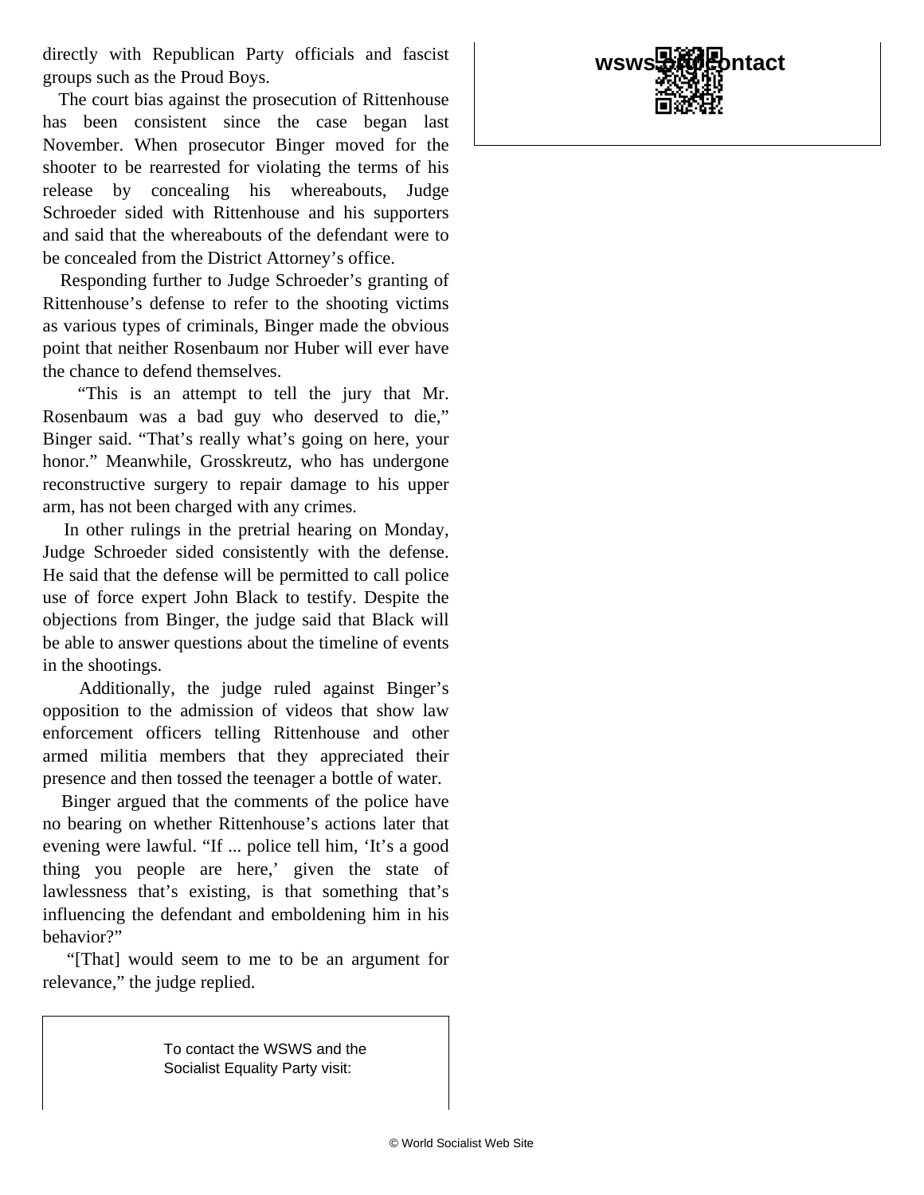directly with Republican Party officials and fascist groups such as the Proud Boys.

The court bias against the prosecution of Rittenhouse has been consistent since the case began last November. When prosecutor Binger moved for the shooter to be rearrested for violating the terms of his release by concealing his whereabouts, Judge Schroeder sided with Rittenhouse and his supporters and said that the whereabouts of the defendant were to be concealed from the District Attorney's office.

Responding further to Judge Schroeder's granting of Rittenhouse's defense to refer to the shooting victims as various types of criminals, Binger made the obvious point that neither Rosenbaum nor Huber will ever have the chance to defend themselves.

"This is an attempt to tell the jury that Mr. Rosenbaum was a bad guy who deserved to die," Binger said. "That's really what's going on here, your honor." Meanwhile, Grosskreutz, who has undergone reconstructive surgery to repair damage to his upper arm, has not been charged with any crimes.

In other rulings in the pretrial hearing on Monday, Judge Schroeder sided consistently with the defense. He said that the defense will be permitted to call police use of force expert John Black to testify. Despite the objections from Binger, the judge said that Black will be able to answer questions about the timeline of events in the shootings.

Additionally, the judge ruled against Binger's opposition to the admission of videos that show law enforcement officers telling Rittenhouse and other armed militia members that they appreciated their presence and then tossed the teenager a bottle of water.

Binger argued that the comments of the police have no bearing on whether Rittenhouse's actions later that evening were lawful. "If ... police tell him, 'It's a good thing you people are here,' given the state of lawlessness that's existing, is that something that's influencing the defendant and emboldening him in his behavior?"

"[That] would seem to me to be an argument for relevance," the judge replied.

To contact the WSWS and the Socialist Equality Party visit:

**wsws.org/contact**